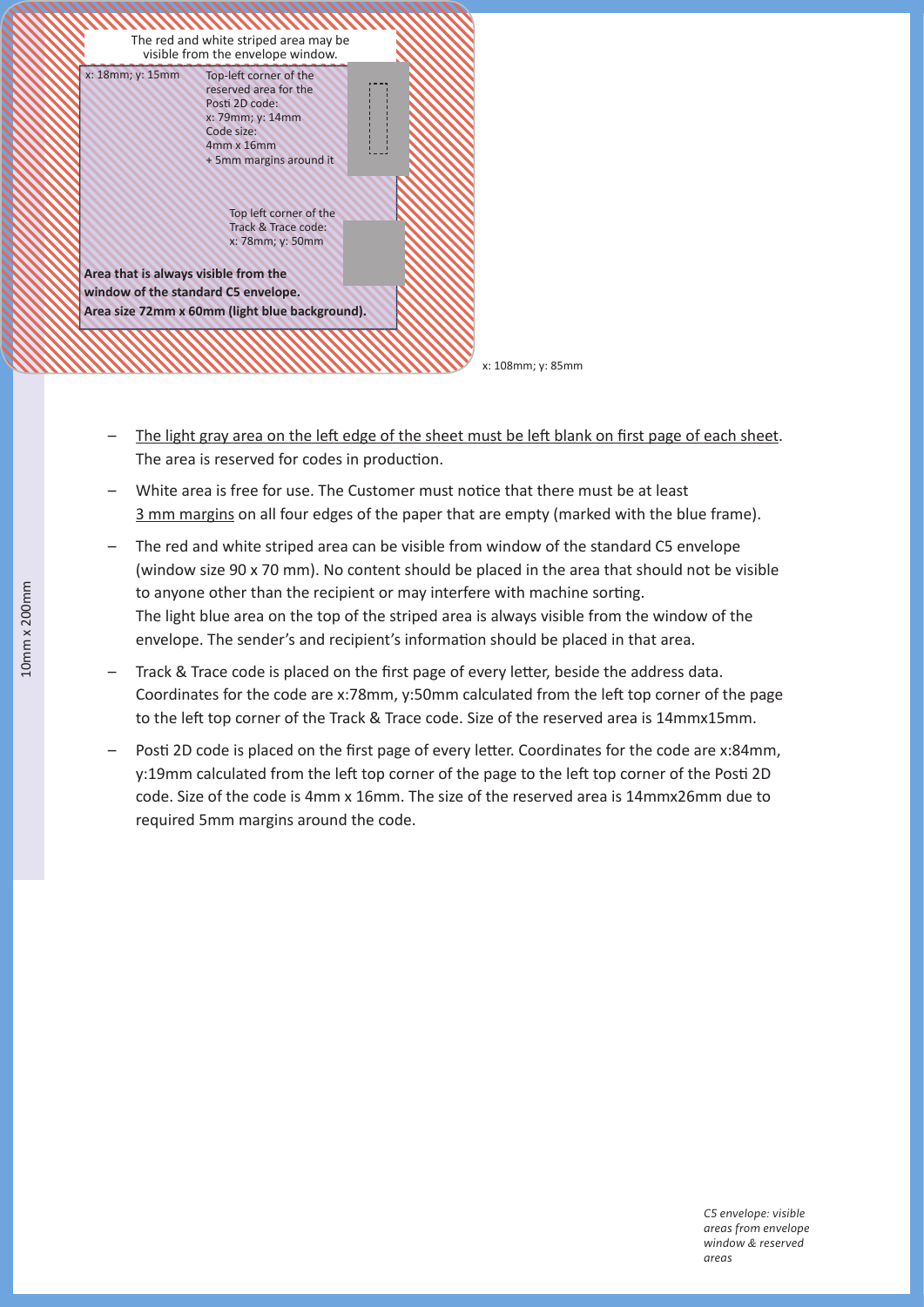The red and white striped area may be visible from the envelope window.

x: 18mm; y: 15mm

Top-left corner of the reserved area for the Posti 2D code:
x: 79mm; y: 14mm
Code size:
4mm x 16mm
+ 5mm margins around it

Top left corner of the Track & Trace code:
x: 78mm; y: 50mm

**Area that is always visible from the window of the standard C5 envelope.**
**Area size 72mm x 60mm (light blue background).**

x: 108mm; y: 85mm

10mm x 200mm

- The light gray area on the left edge of the sheet must be left blank on first page of each sheet. The area is reserved for codes in production.
- White area is free for use. The Customer must notice that there must be at least 3 mm margins on all four edges of the paper that are empty (marked with the blue frame).
- The red and white striped area can be visible from window of the standard C5 envelope (window size 90 x 70 mm). No content should be placed in the area that should not be visible to anyone other than the recipient or may interfere with machine sorting.
  The light blue area on the top of the striped area is always visible from the window of the envelope. The sender's and recipient's information should be placed in that area.
- Track & Trace code is placed on the first page of every letter, beside the address data. Coordinates for the code are x:78mm, y:50mm calculated from the left top corner of the page to the left top corner of the Track & Trace code. Size of the reserved area is 14mmx15mm.
- Posti 2D code is placed on the first page of every letter. Coordinates for the code are x:84mm, y:19mm calculated from the left top corner of the page to the left top corner of the Posti 2D code. Size of the code is 4mm x 16mm. The size of the reserved area is 14mmx26mm due to required 5mm margins around the code.

*C5 envelope: visible areas from envelope window & reserved areas*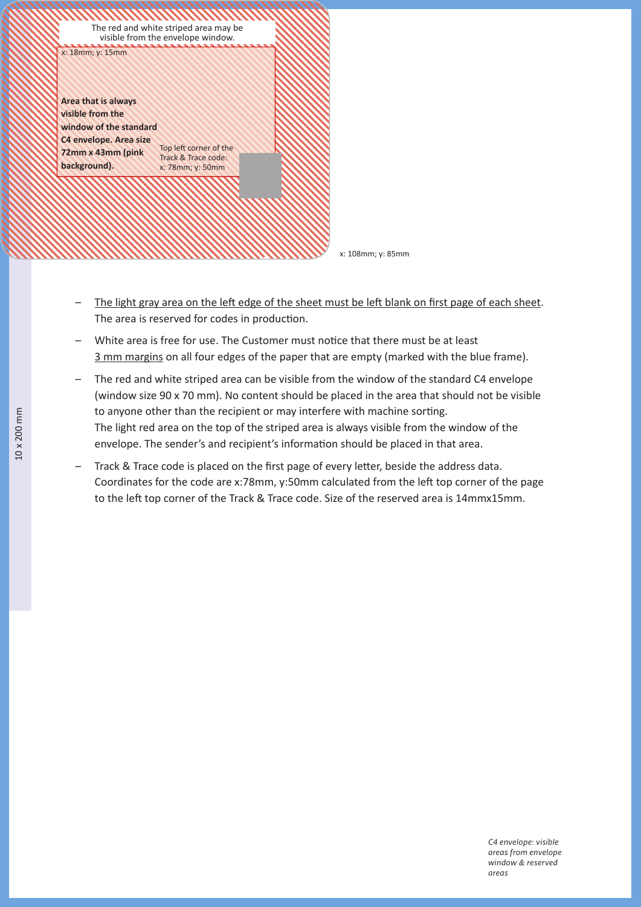The red and white striped area may be visible from the envelope window.

x: 18mm; y: 15mm

**Area that is always visible from the window of the standard C4 envelope. Area size 72mm x 43mm (pink background).**

Top left corner of the Track & Trace code: x: 78mm; y: 50mm

x: 108mm; y: 85mm

- The light gray area on the left edge of the sheet must be left blank on first page of each sheet. The area is reserved for codes in production.
- White area is free for use. The Customer must notice that there must be at least 3 mm margins on all four edges of the paper that are empty (marked with the blue frame).
- The red and white striped area can be visible from the window of the standard C4 envelope (window size 90 x 70 mm). No content should be placed in the area that should not be visible to anyone other than the recipient or may interfere with machine sorting.
  The light red area on the top of the striped area is always visible from the window of the envelope. The sender's and recipient's information should be placed in that area.
- Track & Trace code is placed on the first page of every letter, beside the address data. Coordinates for the code are x:78mm, y:50mm calculated from the left top corner of the page to the left top corner of the Track & Trace code. Size of the reserved area is 14mmx15mm.

10 x 200 mm

*C4 envelope: visible areas from envelope window & reserved areas*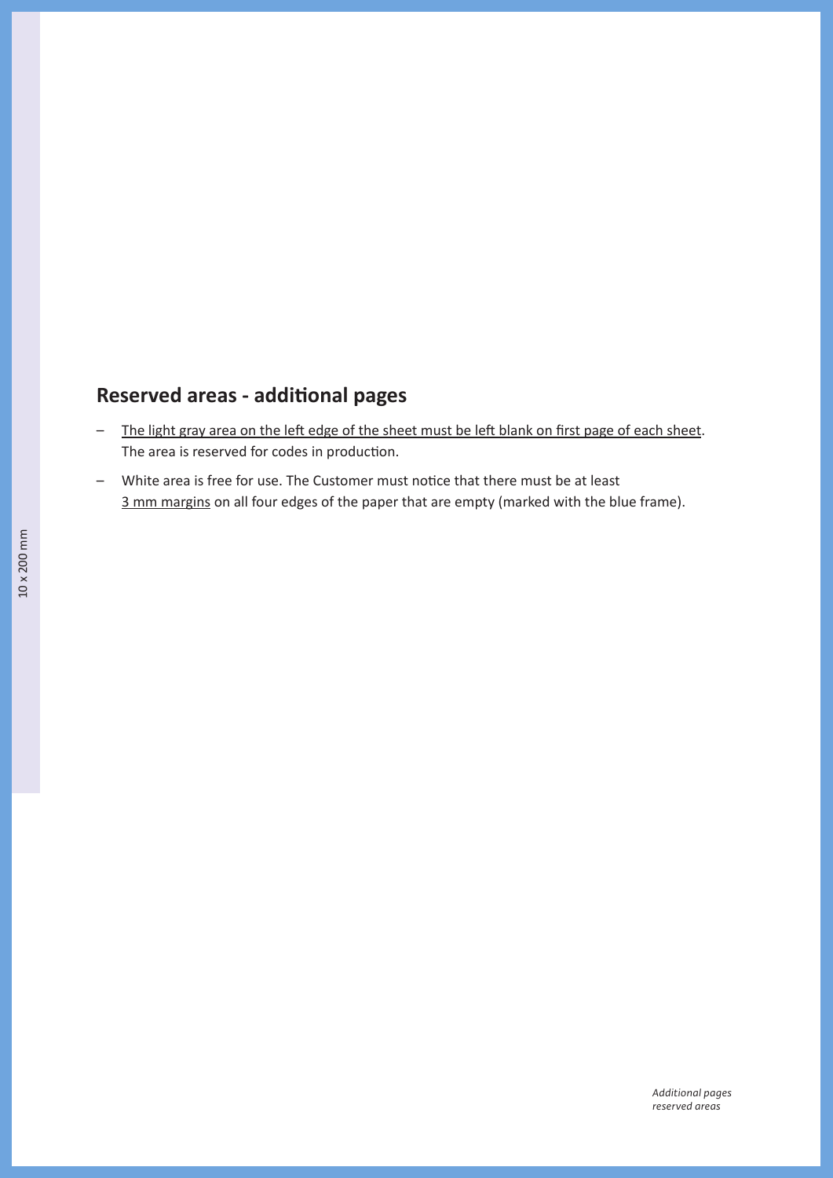10 x 200 mm

## Reserved areas - additional pages

- <u>The light gray area on the left edge of the sheet must be left blank on first page of each sheet</u>. The area is reserved for codes in production.
- White area is free for use. The Customer must notice that there must be at least <u>3 mm margins</u> on all four edges of the paper that are empty (marked with the blue frame).

*Additional pages reserved areas*